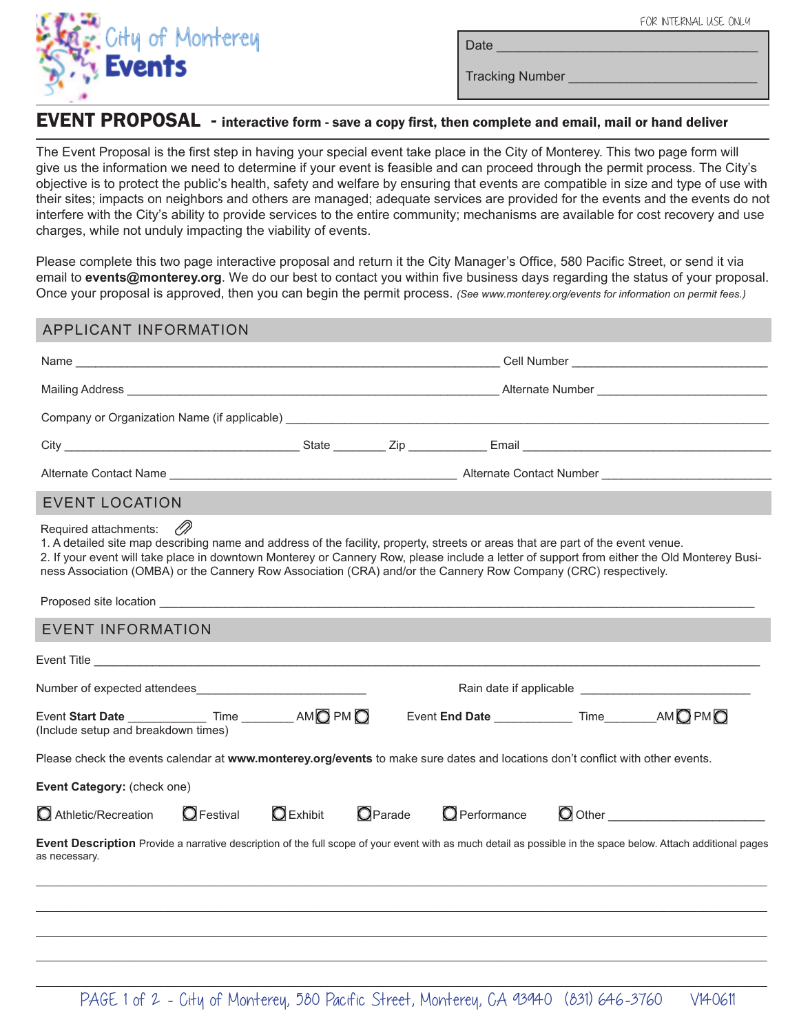City of Monterey **Events**

FOR INTERNAL USE ONLY

Date ____________________________________

Tracking Number __________________________

# EVENT PROPOSAL - interactive form - save a copy first, then complete and email, mail or hand deliver

The Event Proposal is the first step in having your special event take place in the City of Monterey. This two page form will give us the information we need to determine if your event is feasible and can proceed through the permit process. The City's objective is to protect the public's health, safety and welfare by ensuring that events are compatible in size and type of use with their sites; impacts on neighbors and others are managed; adequate services are provided for the events and the events do not interfere with the City's ability to provide services to the entire community; mechanisms are available for cost recovery and use charges, while not unduly impacting the viability of events.

Please complete this two page interactive proposal and return it the City Manager's Office, 580 Pacific Street, or send it via email to **events@monterey.org**. We do our best to contact you within five business days regarding the status of your proposal. Once your proposal is approved, then you can begin the permit process. *(See www.monterey.org/events for information on permit fees.)*

## APPLICANT INFORMATION

Name ______________________________________________ Cell Number ______________________

Mailing Address ________________________________________ Alternate Number ____________________

Company or Organization Name (if applicable) ____________________________________________________

City __________________________ State ______ Zip ________ Email ______________________________

Alternate Contact Name ________________________________ Alternate Contact Number __________________

## EVENT LOCATION

Required attachments:

1. A detailed site map describing name and address of the facility, property, streets or areas that are part of the event venue.
2. If your event will take place in downtown Monterey or Cannery Row, please include a letter of support from either the Old Monterey Business Association (OMBA) or the Cannery Row Association (CRA) and/or the Cannery Row Company (CRC) respectively.

Proposed site location ______________________________________________________________________

## EVENT INFORMATION

Event Title _______________________________________________________________________________

Number of expected attendees____________________ Rain date if applicable ____________________

Event **Start Date** __________ Time _______ AM ◯ PM ◯ Event **End Date** __________ Time _______ AM ◯ PM ◯
(Include setup and breakdown times)

Please check the events calendar at **www.monterey.org/events** to make sure dates and locations don't conflict with other events.

**Event Category:** (check one)

◯ Athletic/Recreation ◯ Festival ◯ Exhibit ◯ Parade ◯ Performance ◯ Other ____________________

**Event Description** Provide a narrative description of the full scope of your event with as much detail as possible in the space below. Attach additional pages as necessary.

___________________________________________________________________________________________

___________________________________________________________________________________________

___________________________________________________________________________________________

___________________________________________________________________________________________

___________________________________________________________________________________________

PAGE 1 of 2 - City of Monterey, 580 Pacific Street, Monterey, CA 93940 (831) 646-3760 V140611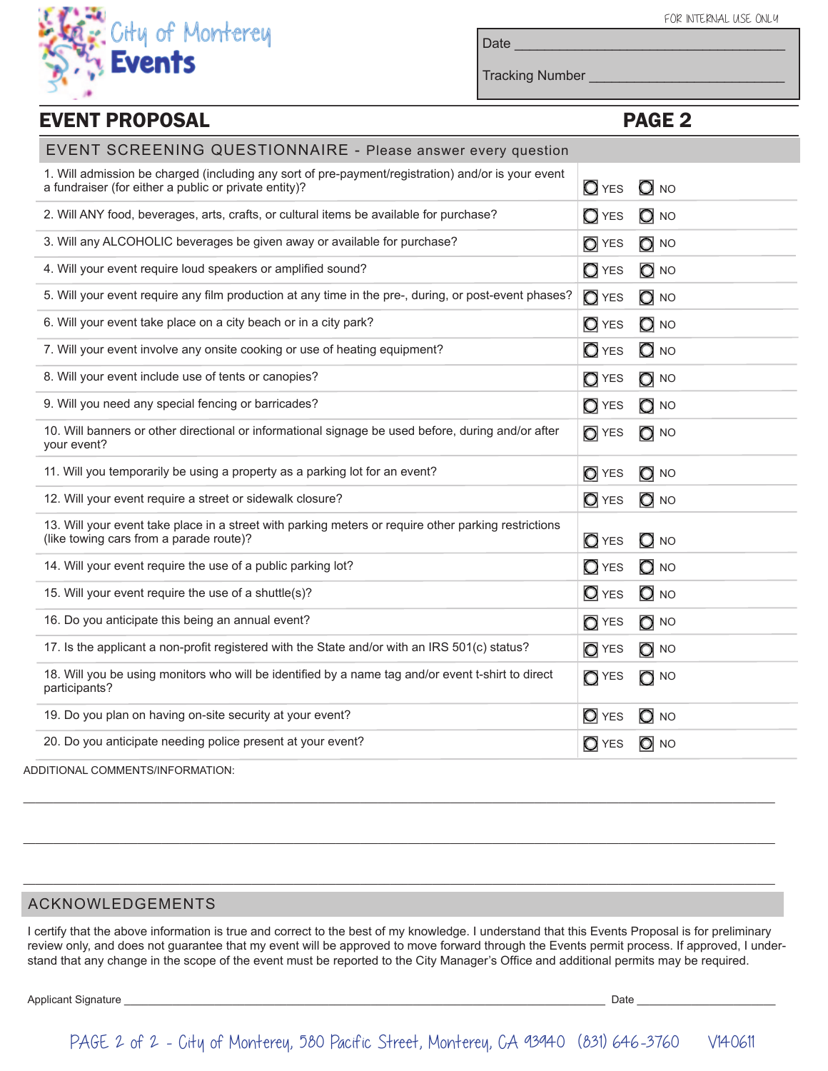City of Monterey Events

FOR INTERNAL USE ONLY

Date ______________________________

Tracking Number ______________________________

# EVENT PROPOSAL

## PAGE 2

## EVENT SCREENING QUESTIONNAIRE - Please answer every question

| | |
|---|---|
| 1. Will admission be charged (including any sort of pre-payment/registration) and/or is your event a fundraiser (for either a public or private entity)? | ◯ YES ◯ NO |
| 2. Will ANY food, beverages, arts, crafts, or cultural items be available for purchase? | ◯ YES ◯ NO |
| 3. Will any ALCOHOLIC beverages be given away or available for purchase? | ◯ YES ◯ NO |
| 4. Will your event require loud speakers or amplified sound? | ◯ YES ◯ NO |
| 5. Will your event require any film production at any time in the pre-, during, or post-event phases? | ◯ YES ◯ NO |
| 6. Will your event take place on a city beach or in a city park? | ◯ YES ◯ NO |
| 7. Will your event involve any onsite cooking or use of heating equipment? | ◯ YES ◯ NO |
| 8. Will your event include use of tents or canopies? | ◯ YES ◯ NO |
| 9. Will you need any special fencing or barricades? | ◯ YES ◯ NO |
| 10. Will banners or other directional or informational signage be used before, during and/or after your event? | ◯ YES ◯ NO |
| 11. Will you temporarily be using a property as a parking lot for an event? | ◯ YES ◯ NO |
| 12. Will your event require a street or sidewalk closure? | ◯ YES ◯ NO |
| 13. Will your event take place in a street with parking meters or require other parking restrictions (like towing cars from a parade route)? | ◯ YES ◯ NO |
| 14. Will your event require the use of a public parking lot? | ◯ YES ◯ NO |
| 15. Will your event require the use of a shuttle(s)? | ◯ YES ◯ NO |
| 16. Do you anticipate this being an annual event? | ◯ YES ◯ NO |
| 17. Is the applicant a non-profit registered with the State and/or with an IRS 501(c) status? | ◯ YES ◯ NO |
| 18. Will you be using monitors who will be identified by a name tag and/or event t-shirt to direct participants? | ◯ YES ◯ NO |
| 19. Do you plan on having on-site security at your event? | ◯ YES ◯ NO |
| 20. Do you anticipate needing police present at your event? | ◯ YES ◯ NO |

ADDITIONAL COMMENTS/INFORMATION:

______________________________________________________________________

______________________________________________________________________

______________________________________________________________________

## ACKNOWLEDGEMENTS

I certify that the above information is true and correct to the best of my knowledge. I understand that this Events Proposal is for preliminary review only, and does not guarantee that my event will be approved to move forward through the Events permit process. If approved, I understand that any change in the scope of the event must be reported to the City Manager's Office and additional permits may be required.

Applicant Signature ______________________________________________ Date ________________

City of Monterey, 580 Pacific Street, Monterey, CA 93940 (831) 646-3760 V140611